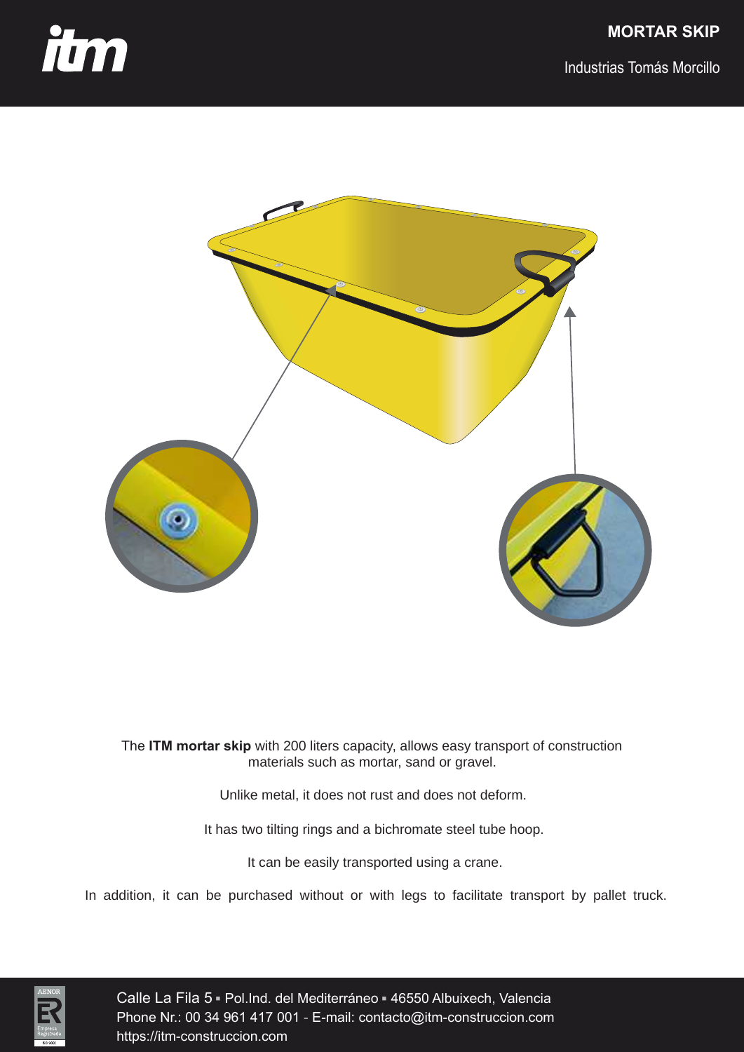# MORTAR SKIP

Industrias Tomás Morcillo

The **ITM mortar skip** with 200 liters capacity, allows easy transport of construction materials such as mortar, sand or gravel.

Unlike metal, it does not rust and does not deform.

It has two tilting rings and a bichromate steel tube hoop.

It can be easily transported using a crane.

In addition, it can be purchased without or with legs to facilitate transport by pallet truck.

Calle La Fila 5 ▪ Pol.Ind. del Mediterráneo ▪ 46550 Albuixech, Valencia
Phone Nr.: 00 34 961 417 001 - E-mail: contacto@itm-construccion.com
https://itm-construccion.com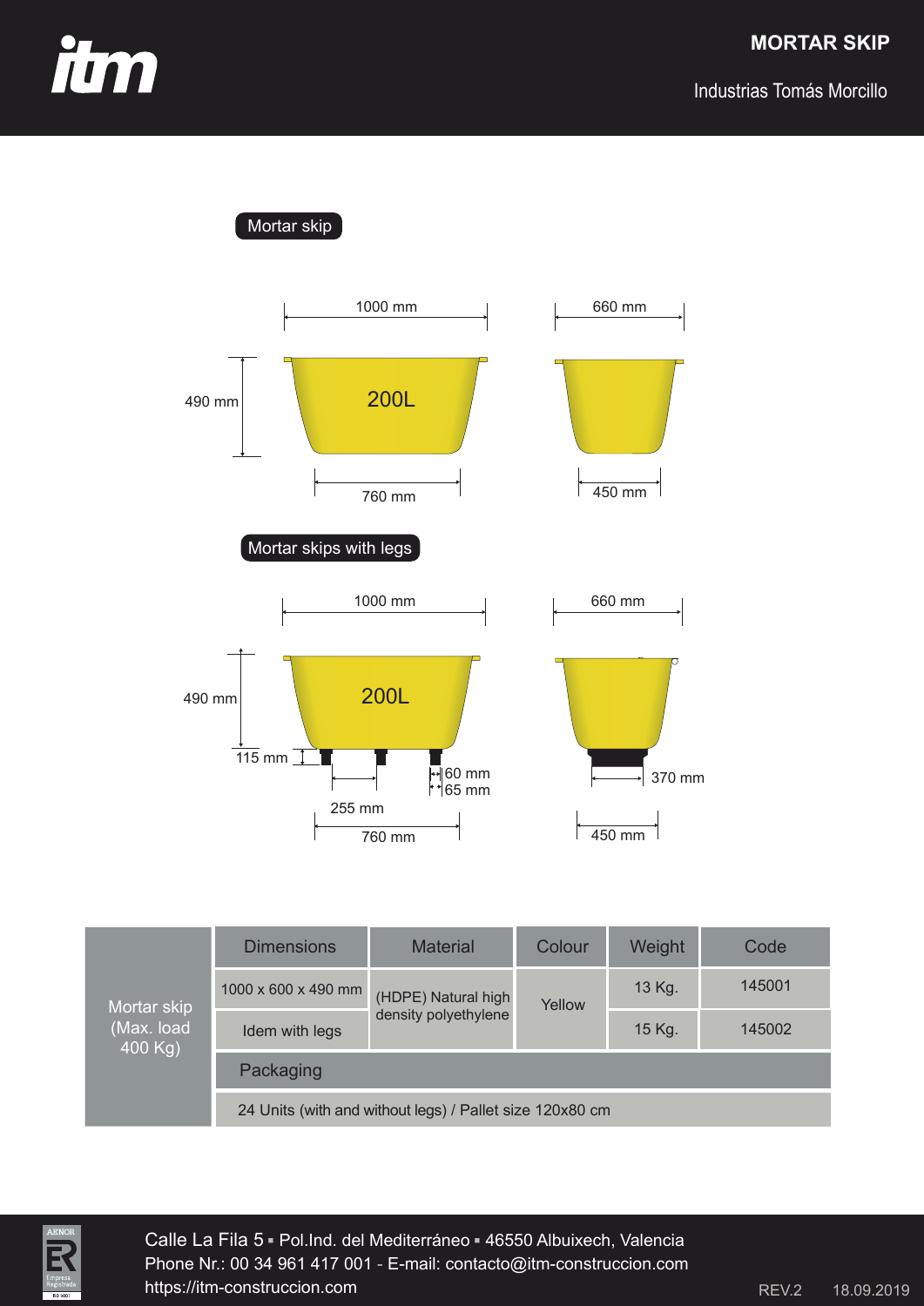# MORTAR SKIP

Industrias Tomás Morcillo

## Mortar skip

1000 mm
660 mm
490 mm
200L
760 mm
450 mm

## Mortar skips with legs

1000 mm
660 mm
490 mm
200L
115 mm
60 mm
65 mm
255 mm
760 mm
370 mm
450 mm

| | Dimensions | Material | Colour | Weight | Code |
|---|---|---|---|---|---|
| Mortar skip (Max. load 400 Kg) | 1000 x 600 x 490 mm | (HDPE) Natural high density polyethylene | Yellow | 13 Kg. | 145001 |
| | Idem with legs | | | 15 Kg. | 145002 |
| | Packaging | | | | |
| | 24 Units (with and without legs) / Pallet size 120x80 cm | | | | |

Calle La Fila 5 ▪ Pol.Ind. del Mediterráneo ▪ 46550 Albuixech, Valencia
Phone Nr.: 00 34 961 417 001 - E-mail: contacto@itm-construccion.com
https://itm-construccion.com

REV.2 18.09.2019